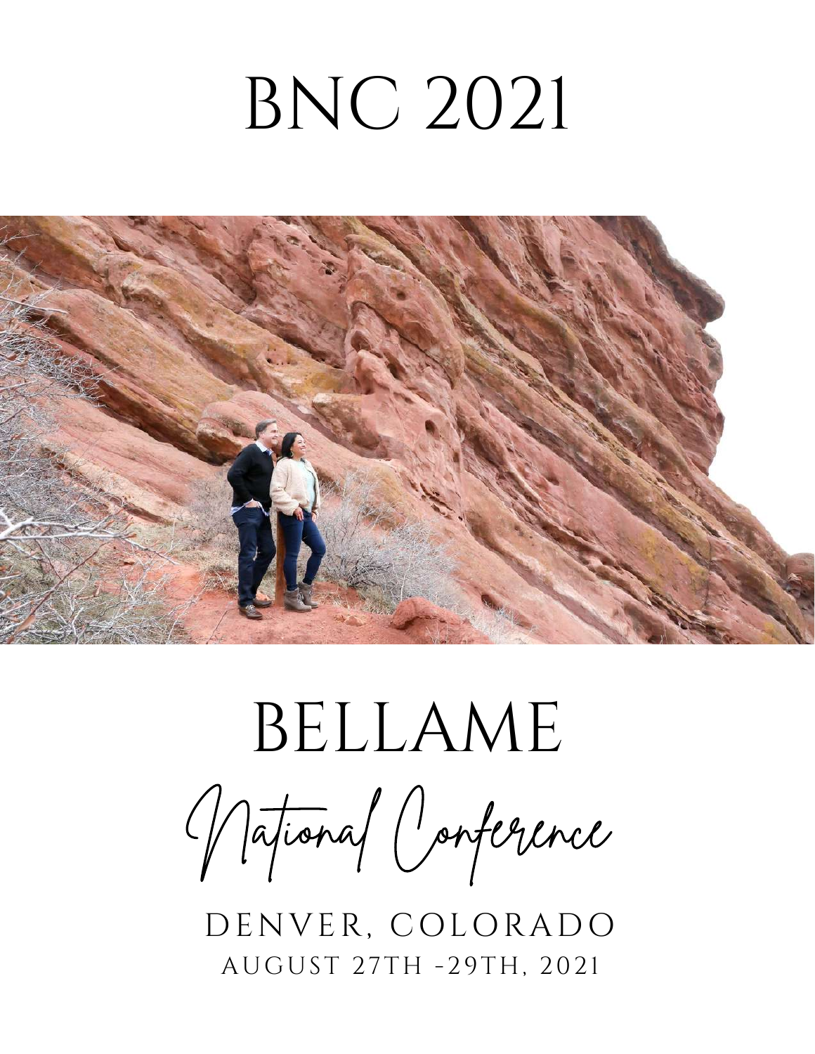# BNC 2021

# BELLAME

## *National Conference*

DENVER, COLORADO

AUGUST 27TH -29TH, 2021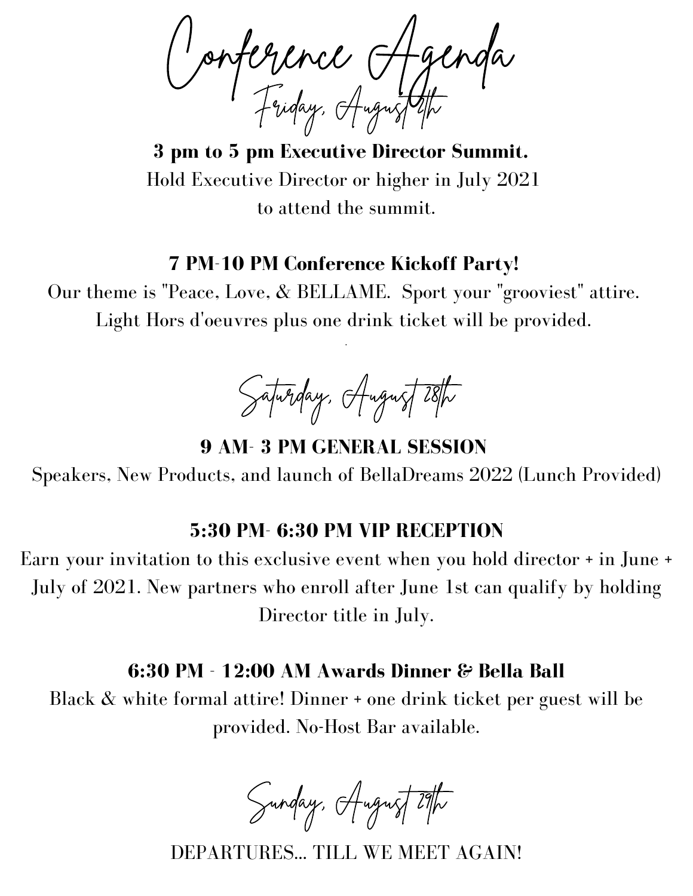# Conference Agenda

## Friday, August 27th

**3 pm to 5 pm Executive Director Summit.**

Hold Executive Director or higher in July 2021 to attend the summit.

**7 PM-10 PM Conference Kickoff Party!**

Our theme is "Peace, Love, & BELLAME. Sport your "grooviest" attire. Light Hors d'oeuvres plus one drink ticket will be provided.

## Saturday, August 28th

**9 AM- 3 PM GENERAL SESSION**

Speakers, New Products, and launch of BellaDreams 2022 (Lunch Provided)

**5:30 PM- 6:30 PM VIP RECEPTION**

Earn your invitation to this exclusive event when you hold director + in June + July of 2021. New partners who enroll after June 1st can qualify by holding Director title in July.

**6:30 PM - 12:00 AM Awards Dinner & Bella Ball**

Black & white formal attire! Dinner + one drink ticket per guest will be provided. No-Host Bar available.

## Sunday, August 29th

DEPARTURES... TILL WE MEET AGAIN!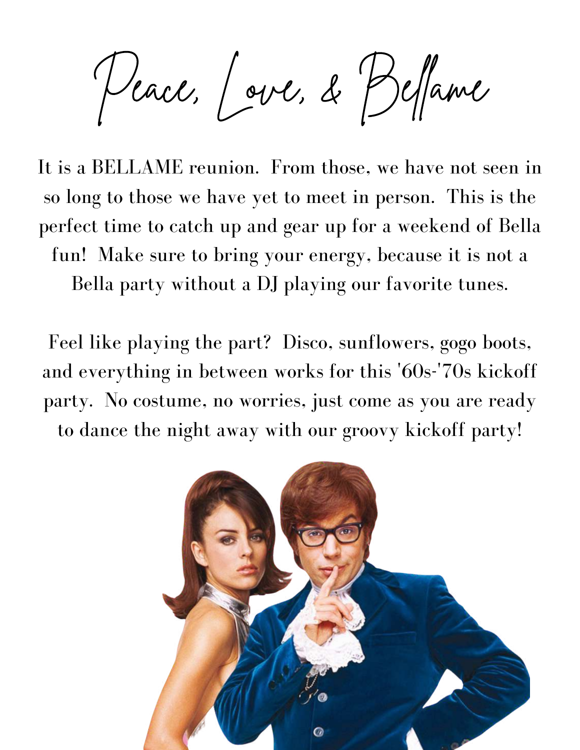# Peace, Love, & Bellame

It is a BELLAME reunion. From those, we have not seen in so long to those we have yet to meet in person. This is the perfect time to catch up and gear up for a weekend of Bella fun! Make sure to bring your energy, because it is not a Bella party without a DJ playing our favorite tunes.

Feel like playing the part? Disco, sunflowers, gogo boots, and everything in between works for this '60s-'70s kickoff party. No costume, no worries, just come as you are ready to dance the night away with our groovy kickoff party!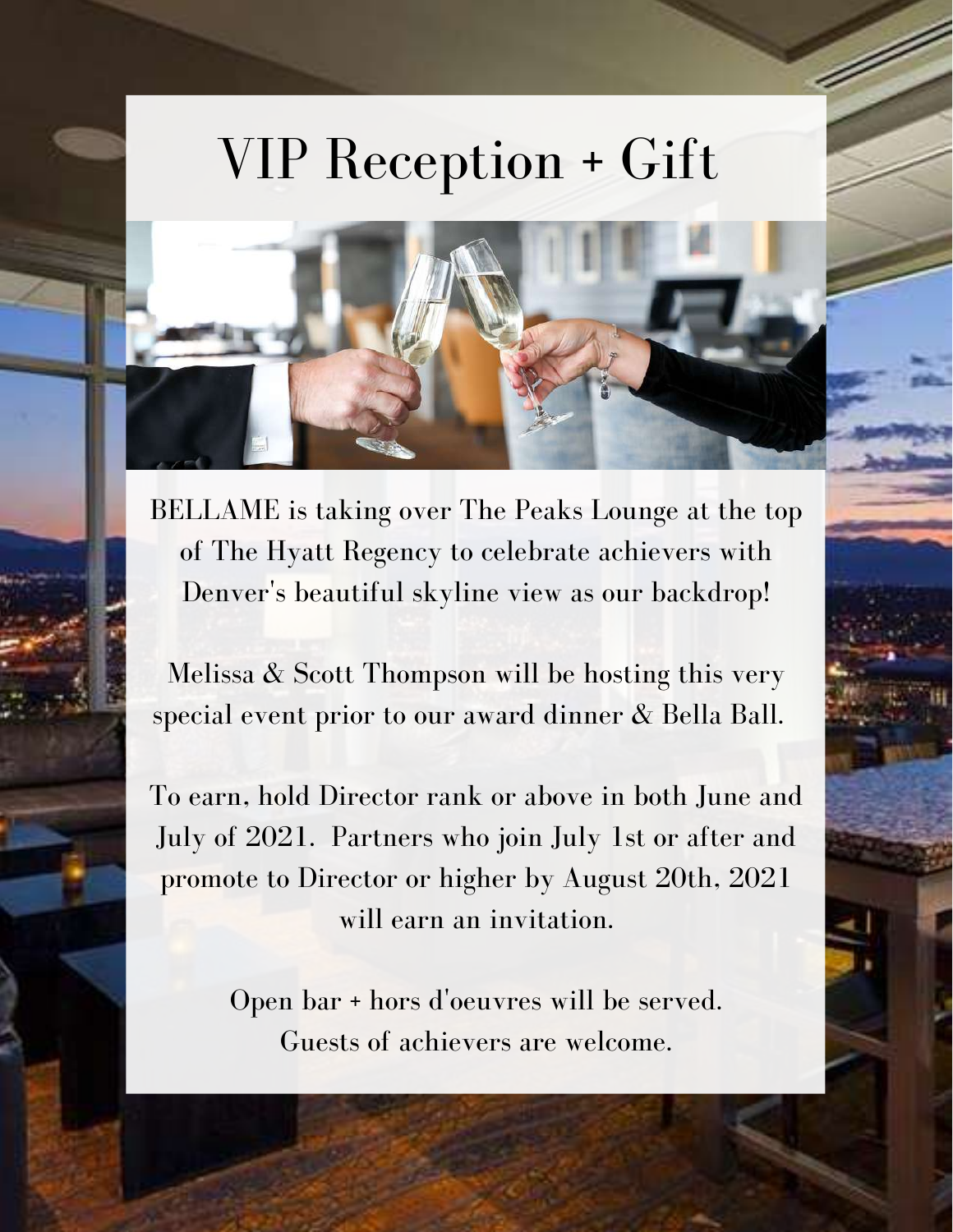# VIP Reception + Gift

BELLAME is taking over The Peaks Lounge at the top of The Hyatt Regency to celebrate achievers with Denver's beautiful skyline view as our backdrop!

Melissa & Scott Thompson will be hosting this very special event prior to our award dinner & Bella Ball.

To earn, hold Director rank or above in both June and July of 2021. Partners who join July 1st or after and promote to Director or higher by August 20th, 2021 will earn an invitation.

Open bar + hors d'oeuvres will be served.
Guests of achievers are welcome.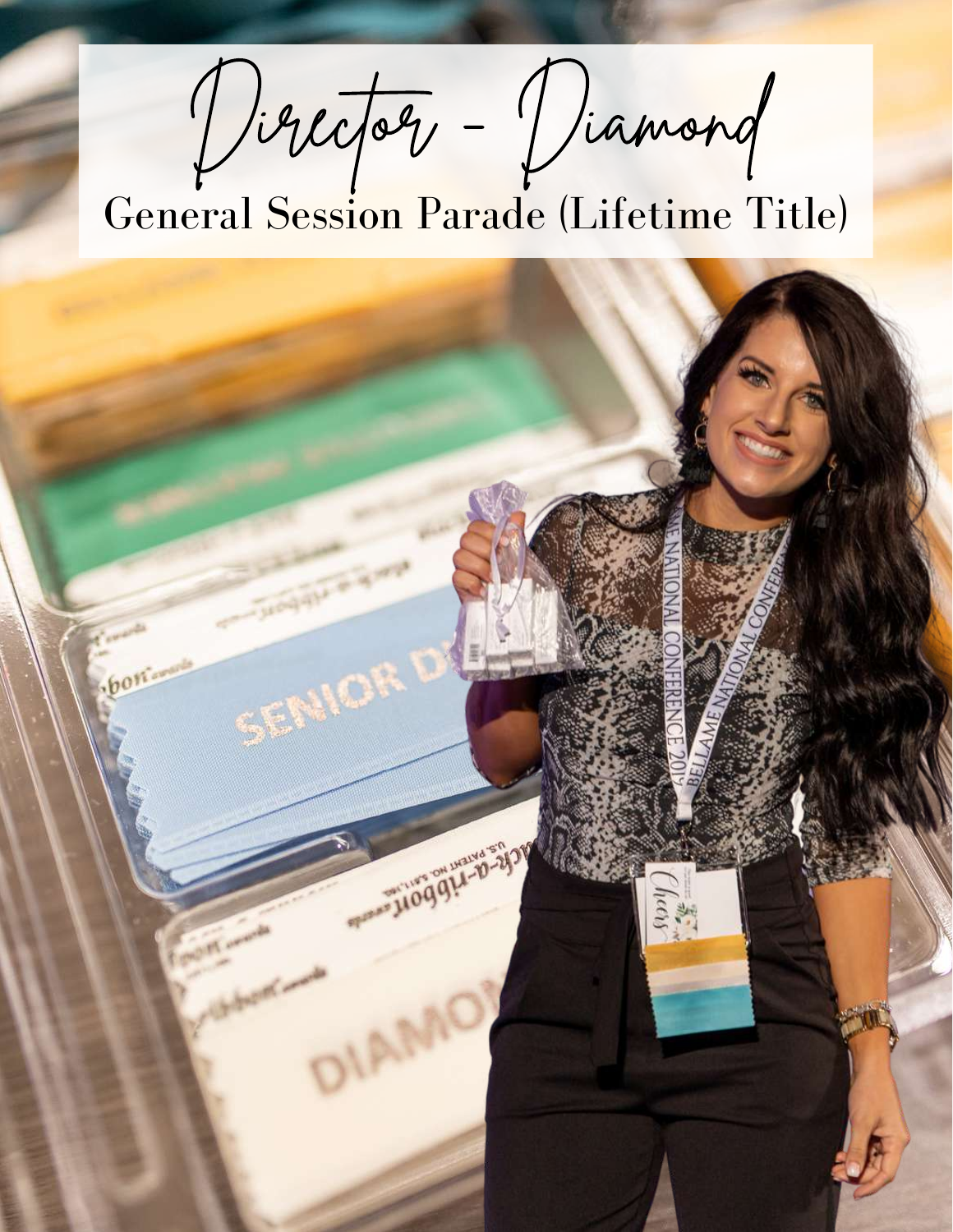# Director - Diamond

## General Session Parade (Lifetime Title)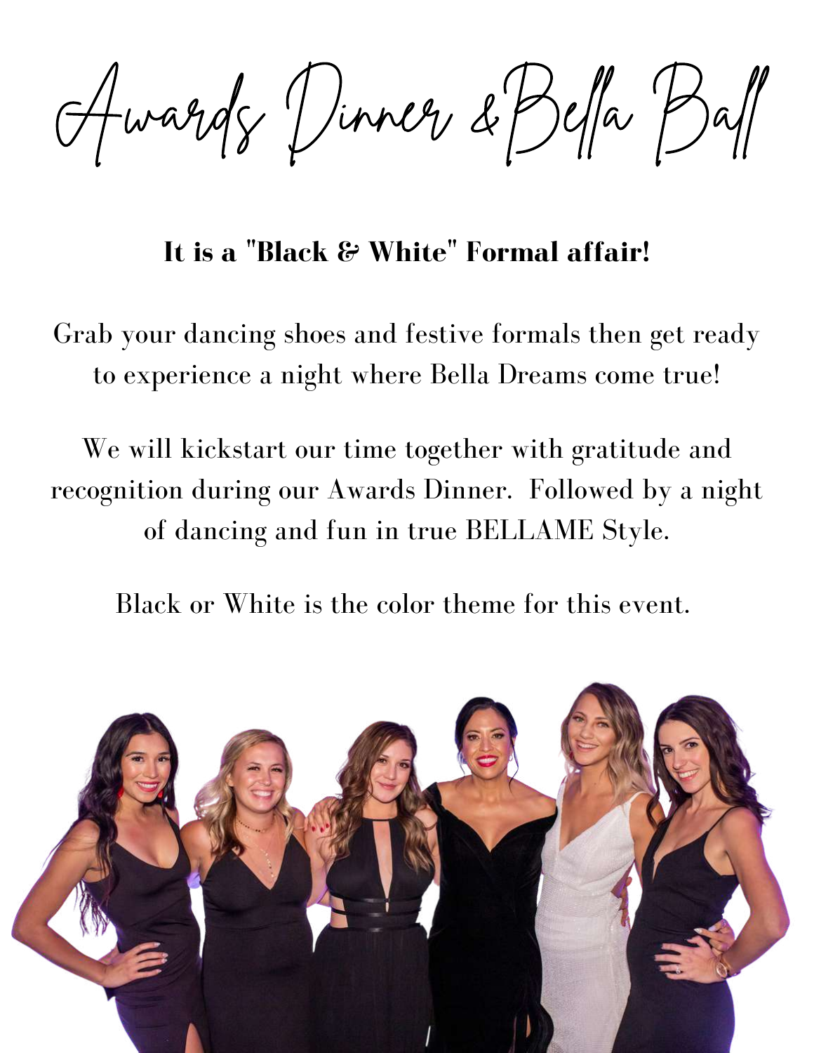# Awards Dinner & Bella Ball

**It is a "Black & White" Formal affair!**

Grab your dancing shoes and festive formals then get ready to experience a night where Bella Dreams come true!

We will kickstart our time together with gratitude and recognition during our Awards Dinner. Followed by a night of dancing and fun in true BELLAME Style.

Black or White is the color theme for this event.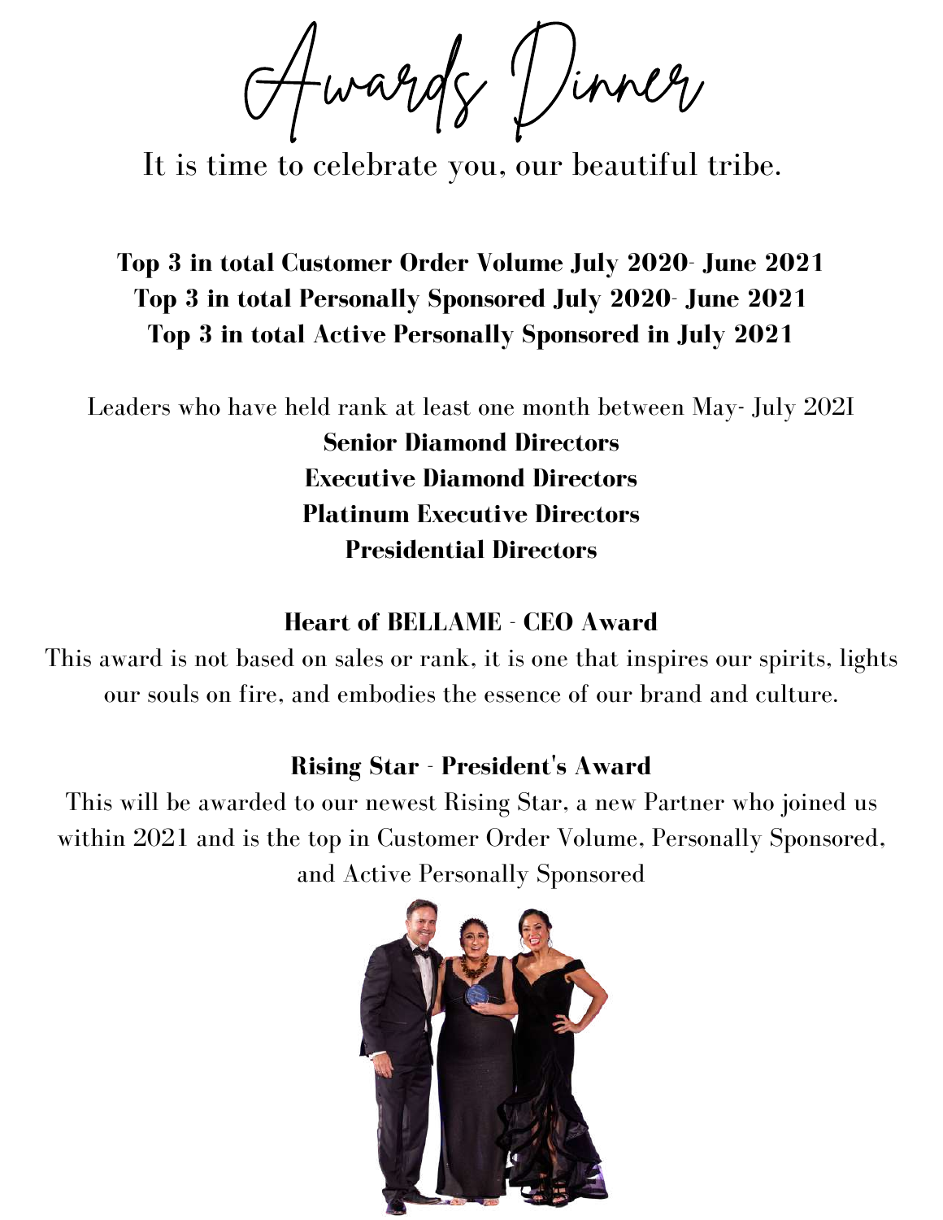# Awards Dinner

It is time to celebrate you, our beautiful tribe.

**Top 3 in total Customer Order Volume July 2020- June 2021**
**Top 3 in total Personally Sponsored July 2020- June 2021**
**Top 3 in total Active Personally Sponsored in July 2021**

Leaders who have held rank at least one month between May- July 2021

**Senior Diamond Directors**
**Executive Diamond Directors**
**Platinum Executive Directors**
**Presidential Directors**

**Heart of BELLAME - CEO Award**

This award is not based on sales or rank, it is one that inspires our spirits, lights our souls on fire, and embodies the essence of our brand and culture.

**Rising Star - President's Award**

This will be awarded to our newest Rising Star, a new Partner who joined us within 2021 and is the top in Customer Order Volume, Personally Sponsored, and Active Personally Sponsored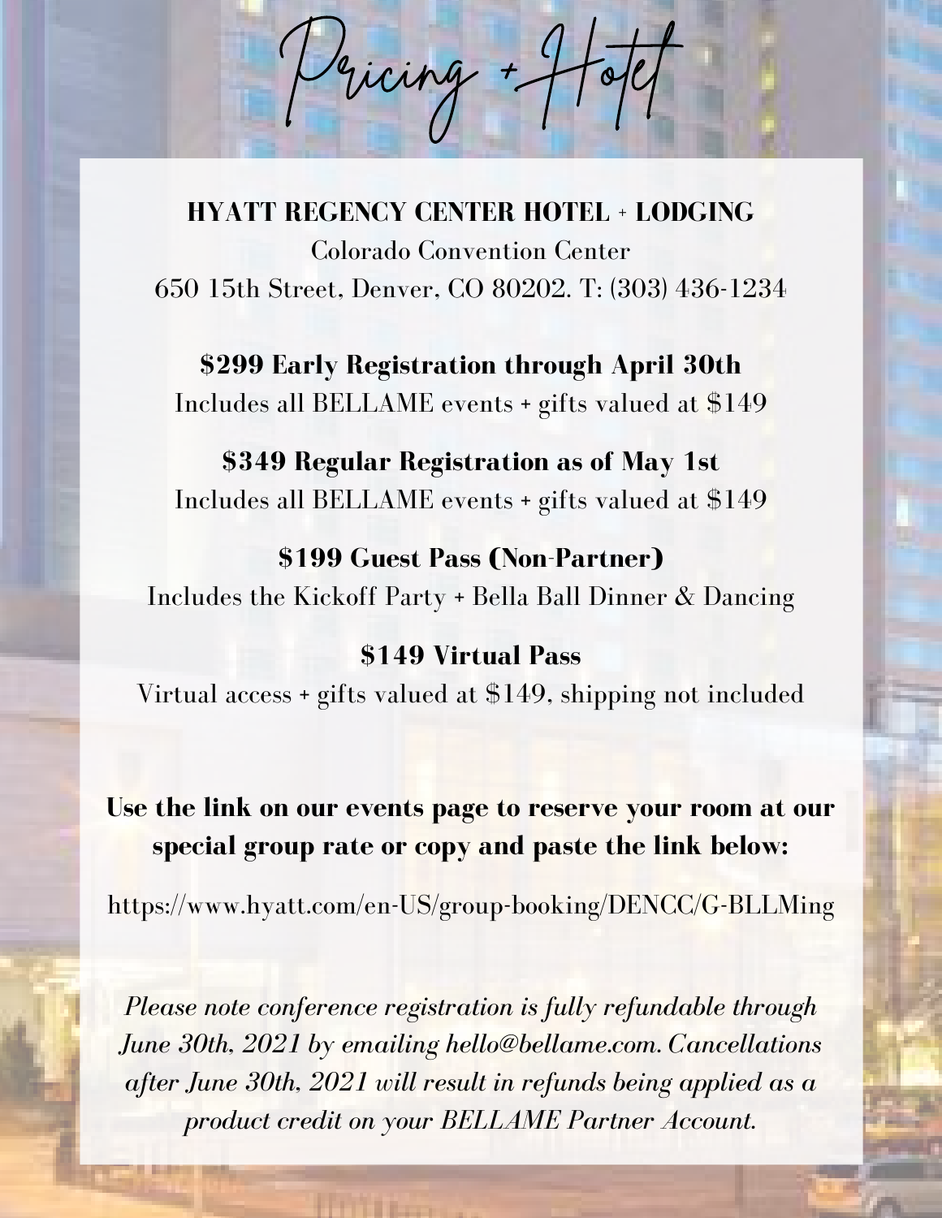# Pricing + Hotel

**HYATT REGENCY CENTER HOTEL + LODGING**

Colorado Convention Center

650 15th Street, Denver, CO 80202. T: (303) 436-1234

**$299 Early Registration through April 30th**

Includes all BELLAME events + gifts valued at $149

**$349 Regular Registration as of May 1st**

Includes all BELLAME events + gifts valued at $149

**$199 Guest Pass (Non-Partner)**

Includes the Kickoff Party + Bella Ball Dinner & Dancing

**$149 Virtual Pass**

Virtual access + gifts valued at $149, shipping not included

**Use the link on our events page to reserve your room at our special group rate or copy and paste the link below:**

https://www.hyatt.com/en-US/group-booking/DENCC/G-BLLMing

*Please note conference registration is fully refundable through June 30th, 2021 by emailing hello@bellame.com. Cancellations after June 30th, 2021 will result in refunds being applied as a product credit on your BELLAME Partner Account.*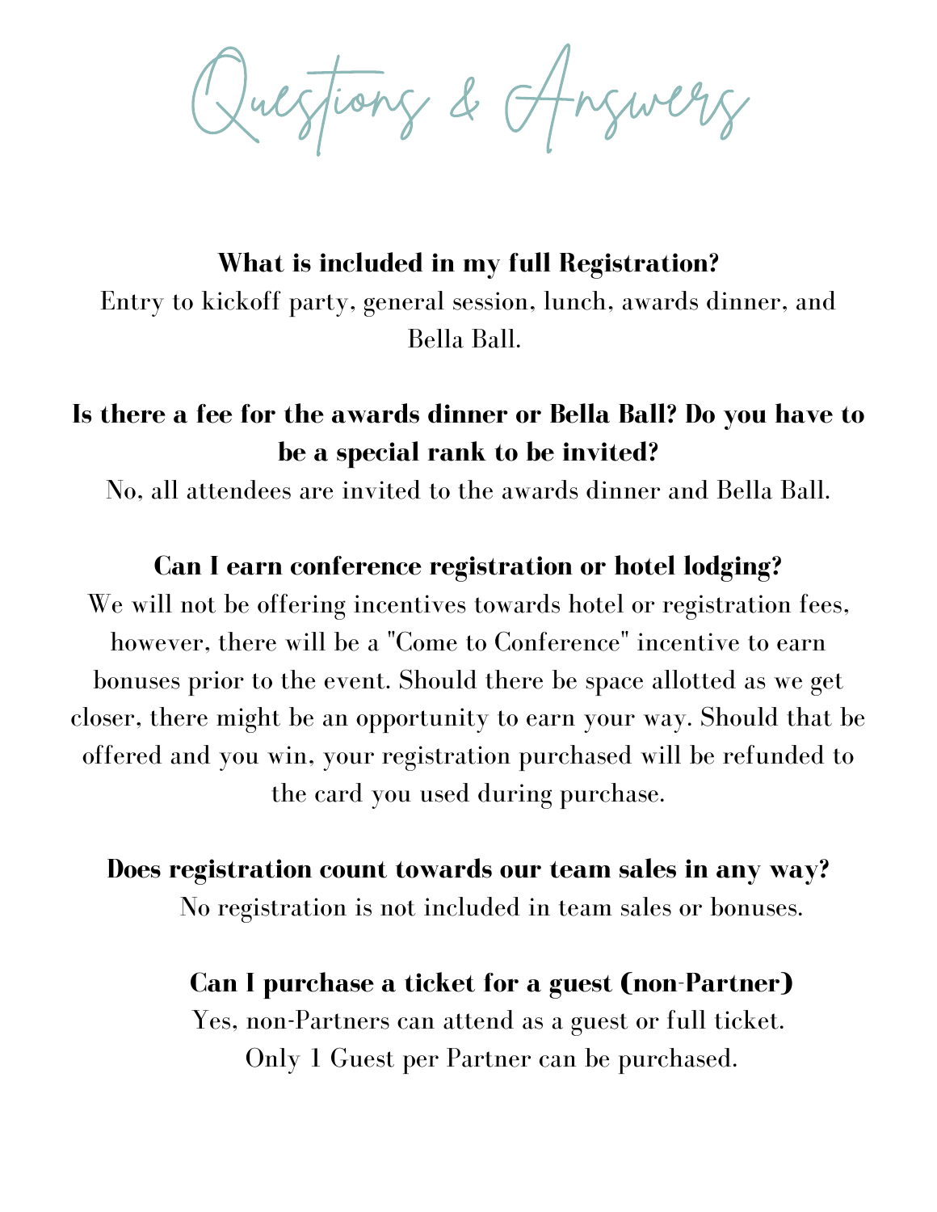# Questions & Answers

**What is included in my full Registration?**

Entry to kickoff party, general session, lunch, awards dinner, and Bella Ball.

**Is there a fee for the awards dinner or Bella Ball? Do you have to be a special rank to be invited?**

No, all attendees are invited to the awards dinner and Bella Ball.

**Can I earn conference registration or hotel lodging?**

We will not be offering incentives towards hotel or registration fees, however, there will be a "Come to Conference" incentive to earn bonuses prior to the event. Should there be space allotted as we get closer, there might be an opportunity to earn your way. Should that be offered and you win, your registration purchased will be refunded to the card you used during purchase.

**Does registration count towards our team sales in any way?**

No registration is not included in team sales or bonuses.

**Can I purchase a ticket for a guest (non-Partner)**

Yes, non-Partners can attend as a guest or full ticket.
Only 1 Guest per Partner can be purchased.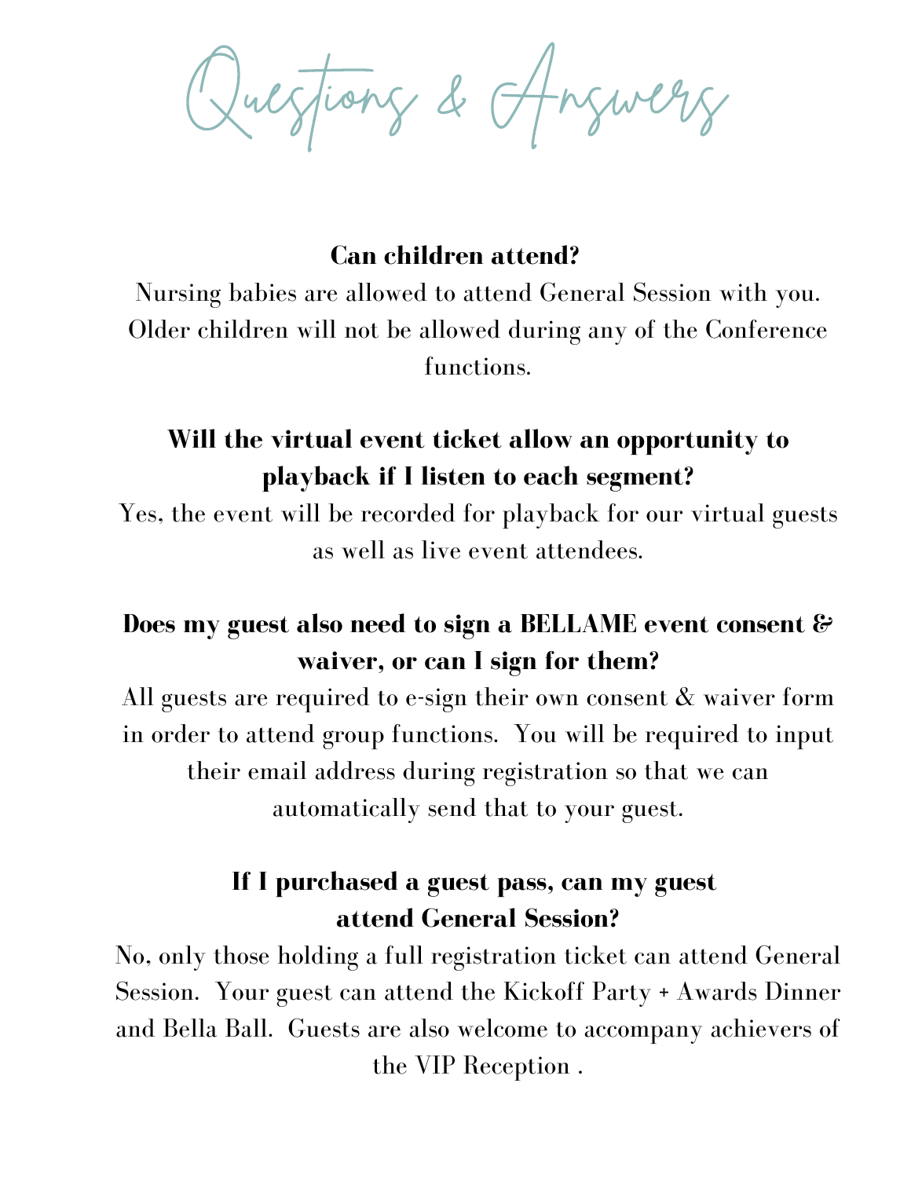# Questions & Answers

**Can children attend?**

Nursing babies are allowed to attend General Session with you. Older children will not be allowed during any of the Conference functions.

**Will the virtual event ticket allow an opportunity to playback if I listen to each segment?**

Yes, the event will be recorded for playback for our virtual guests as well as live event attendees.

**Does my guest also need to sign a BELLAME event consent & waiver, or can I sign for them?**

All guests are required to e-sign their own consent & waiver form in order to attend group functions. You will be required to input their email address during registration so that we can automatically send that to your guest.

**If I purchased a guest pass, can my guest attend General Session?**

No, only those holding a full registration ticket can attend General Session. Your guest can attend the Kickoff Party + Awards Dinner and Bella Ball. Guests are also welcome to accompany achievers of the VIP Reception .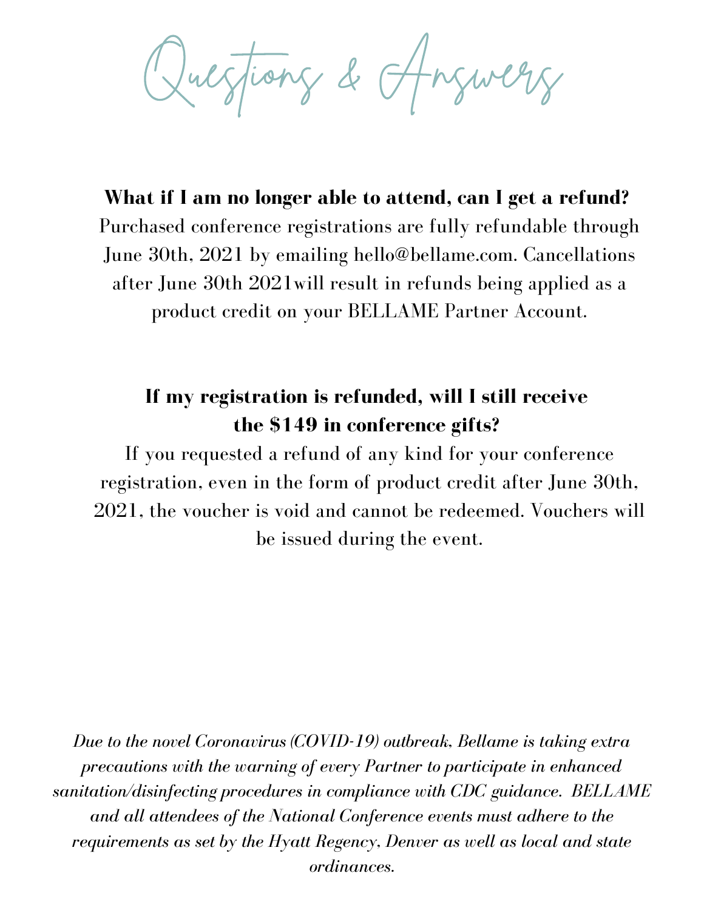# Questions & Answers

**What if I am no longer able to attend, can I get a refund?**

Purchased conference registrations are fully refundable through June 30th, 2021 by emailing hello@bellame.com. Cancellations after June 30th 2021will result in refunds being applied as a product credit on your BELLAME Partner Account.

**If my registration is refunded, will I still receive the $149 in conference gifts?**

If you requested a refund of any kind for your conference registration, even in the form of product credit after June 30th, 2021, the voucher is void and cannot be redeemed. Vouchers will be issued during the event.

*Due to the novel Coronavirus (COVID-19) outbreak, Bellame is taking extra precautions with the warning of every Partner to participate in enhanced sanitation/disinfecting procedures in compliance with CDC guidance. BELLAME and all attendees of the National Conference events must adhere to the requirements as set by the Hyatt Regency, Denver as well as local and state ordinances.*